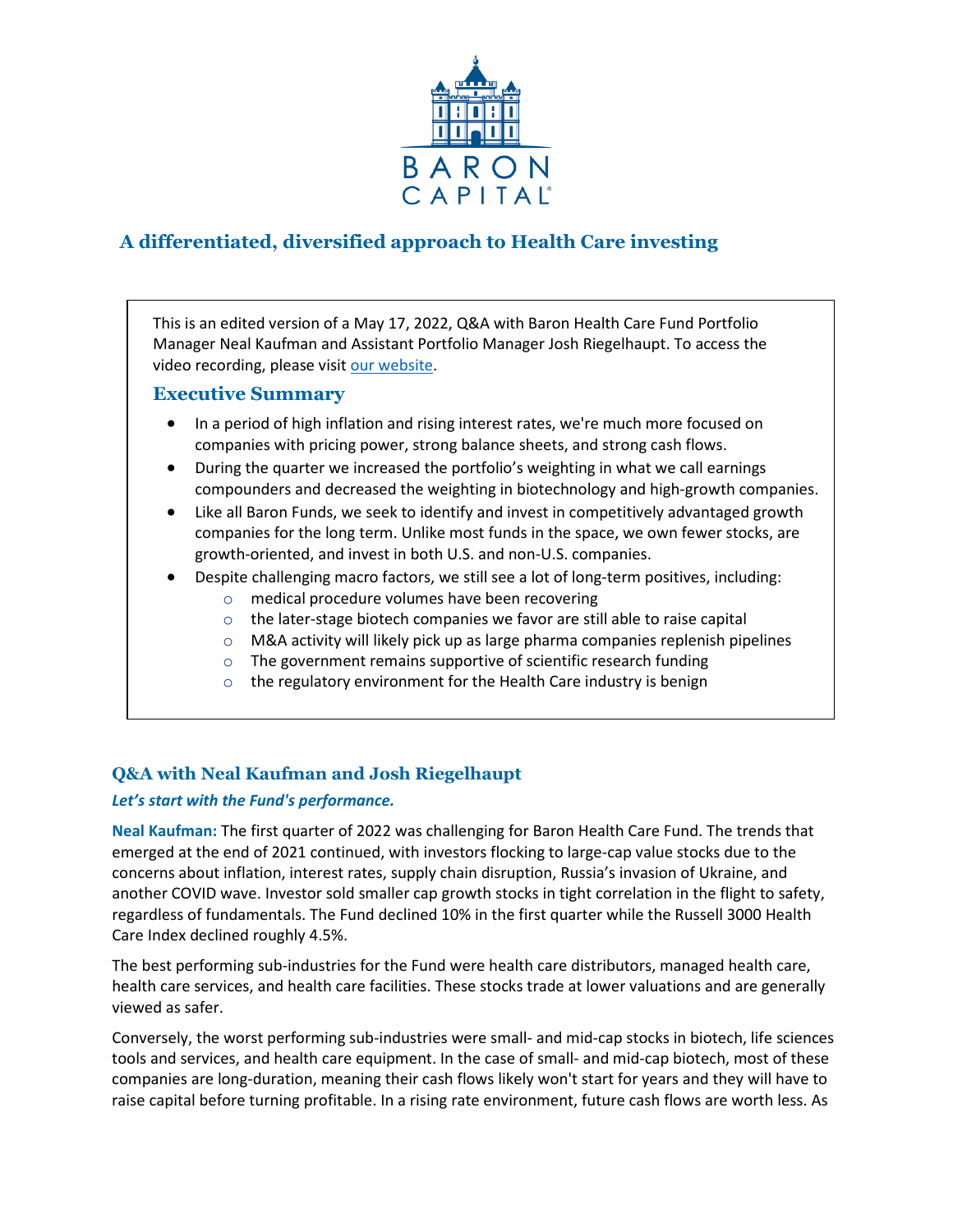BARON CAPITAL

# A differentiated, diversified approach to Health Care investing

This is an edited version of a May 17, 2022, Q&A with Baron Health Care Fund Portfolio Manager Neal Kaufman and Assistant Portfolio Manager Josh Riegelhaupt. To access the video recording, please visit [our website](#).

## Executive Summary

- In a period of high inflation and rising interest rates, we're much more focused on companies with pricing power, strong balance sheets, and strong cash flows.
- During the quarter we increased the portfolio's weighting in what we call earnings compounders and decreased the weighting in biotechnology and high-growth companies.
- Like all Baron Funds, we seek to identify and invest in competitively advantaged growth companies for the long term. Unlike most funds in the space, we own fewer stocks, are growth-oriented, and invest in both U.S. and non-U.S. companies.
- Despite challenging macro factors, we still see a lot of long-term positives, including:
  - medical procedure volumes have been recovering
  - the later-stage biotech companies we favor are still able to raise capital
  - M&A activity will likely pick up as large pharma companies replenish pipelines
  - The government remains supportive of scientific research funding
  - the regulatory environment for the Health Care industry is benign

## Q&A with Neal Kaufman and Josh Riegelhaupt

***Let's start with the Fund's performance.***

**Neal Kaufman:** The first quarter of 2022 was challenging for Baron Health Care Fund. The trends that emerged at the end of 2021 continued, with investors flocking to large-cap value stocks due to the concerns about inflation, interest rates, supply chain disruption, Russia's invasion of Ukraine, and another COVID wave. Investor sold smaller cap growth stocks in tight correlation in the flight to safety, regardless of fundamentals. The Fund declined 10% in the first quarter while the Russell 3000 Health Care Index declined roughly 4.5%.

The best performing sub-industries for the Fund were health care distributors, managed health care, health care services, and health care facilities. These stocks trade at lower valuations and are generally viewed as safer.

Conversely, the worst performing sub-industries were small- and mid-cap stocks in biotech, life sciences tools and services, and health care equipment. In the case of small- and mid-cap biotech, most of these companies are long-duration, meaning their cash flows likely won't start for years and they will have to raise capital before turning profitable. In a rising rate environment, future cash flows are worth less. As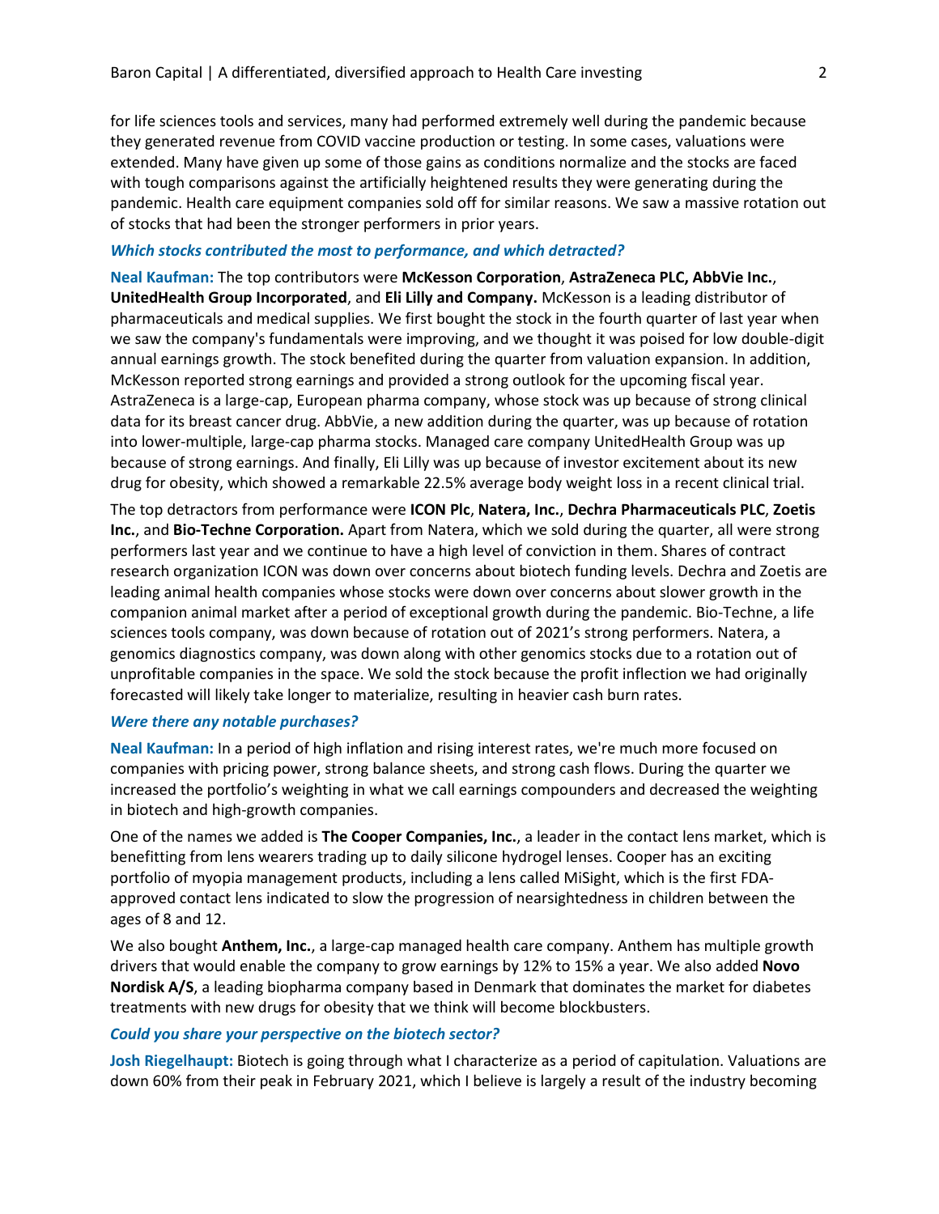for life sciences tools and services, many had performed extremely well during the pandemic because they generated revenue from COVID vaccine production or testing. In some cases, valuations were extended. Many have given up some of those gains as conditions normalize and the stocks are faced with tough comparisons against the artificially heightened results they were generating during the pandemic. Health care equipment companies sold off for similar reasons. We saw a massive rotation out of stocks that had been the stronger performers in prior years.

***Which stocks contributed the most to performance, and which detracted?***

**Neal Kaufman:** The top contributors were **McKesson Corporation**, **AstraZeneca PLC, AbbVie Inc.**, **UnitedHealth Group Incorporated**, and **Eli Lilly and Company.** McKesson is a leading distributor of pharmaceuticals and medical supplies. We first bought the stock in the fourth quarter of last year when we saw the company's fundamentals were improving, and we thought it was poised for low double-digit annual earnings growth. The stock benefited during the quarter from valuation expansion. In addition, McKesson reported strong earnings and provided a strong outlook for the upcoming fiscal year. AstraZeneca is a large-cap, European pharma company, whose stock was up because of strong clinical data for its breast cancer drug. AbbVie, a new addition during the quarter, was up because of rotation into lower-multiple, large-cap pharma stocks. Managed care company UnitedHealth Group was up because of strong earnings. And finally, Eli Lilly was up because of investor excitement about its new drug for obesity, which showed a remarkable 22.5% average body weight loss in a recent clinical trial.

The top detractors from performance were **ICON Plc**, **Natera, Inc.**, **Dechra Pharmaceuticals PLC**, **Zoetis Inc.**, and **Bio-Techne Corporation.** Apart from Natera, which we sold during the quarter, all were strong performers last year and we continue to have a high level of conviction in them. Shares of contract research organization ICON was down over concerns about biotech funding levels. Dechra and Zoetis are leading animal health companies whose stocks were down over concerns about slower growth in the companion animal market after a period of exceptional growth during the pandemic. Bio-Techne, a life sciences tools company, was down because of rotation out of 2021's strong performers. Natera, a genomics diagnostics company, was down along with other genomics stocks due to a rotation out of unprofitable companies in the space. We sold the stock because the profit inflection we had originally forecasted will likely take longer to materialize, resulting in heavier cash burn rates.

***Were there any notable purchases?***

**Neal Kaufman:** In a period of high inflation and rising interest rates, we're much more focused on companies with pricing power, strong balance sheets, and strong cash flows. During the quarter we increased the portfolio's weighting in what we call earnings compounders and decreased the weighting in biotech and high-growth companies.

One of the names we added is **The Cooper Companies, Inc.**, a leader in the contact lens market, which is benefitting from lens wearers trading up to daily silicone hydrogel lenses. Cooper has an exciting portfolio of myopia management products, including a lens called MiSight, which is the first FDA-approved contact lens indicated to slow the progression of nearsightedness in children between the ages of 8 and 12.

We also bought **Anthem, Inc.**, a large-cap managed health care company. Anthem has multiple growth drivers that would enable the company to grow earnings by 12% to 15% a year. We also added **Novo Nordisk A/S**, a leading biopharma company based in Denmark that dominates the market for diabetes treatments with new drugs for obesity that we think will become blockbusters.

***Could you share your perspective on the biotech sector?***

**Josh Riegelhaupt:** Biotech is going through what I characterize as a period of capitulation. Valuations are down 60% from their peak in February 2021, which I believe is largely a result of the industry becoming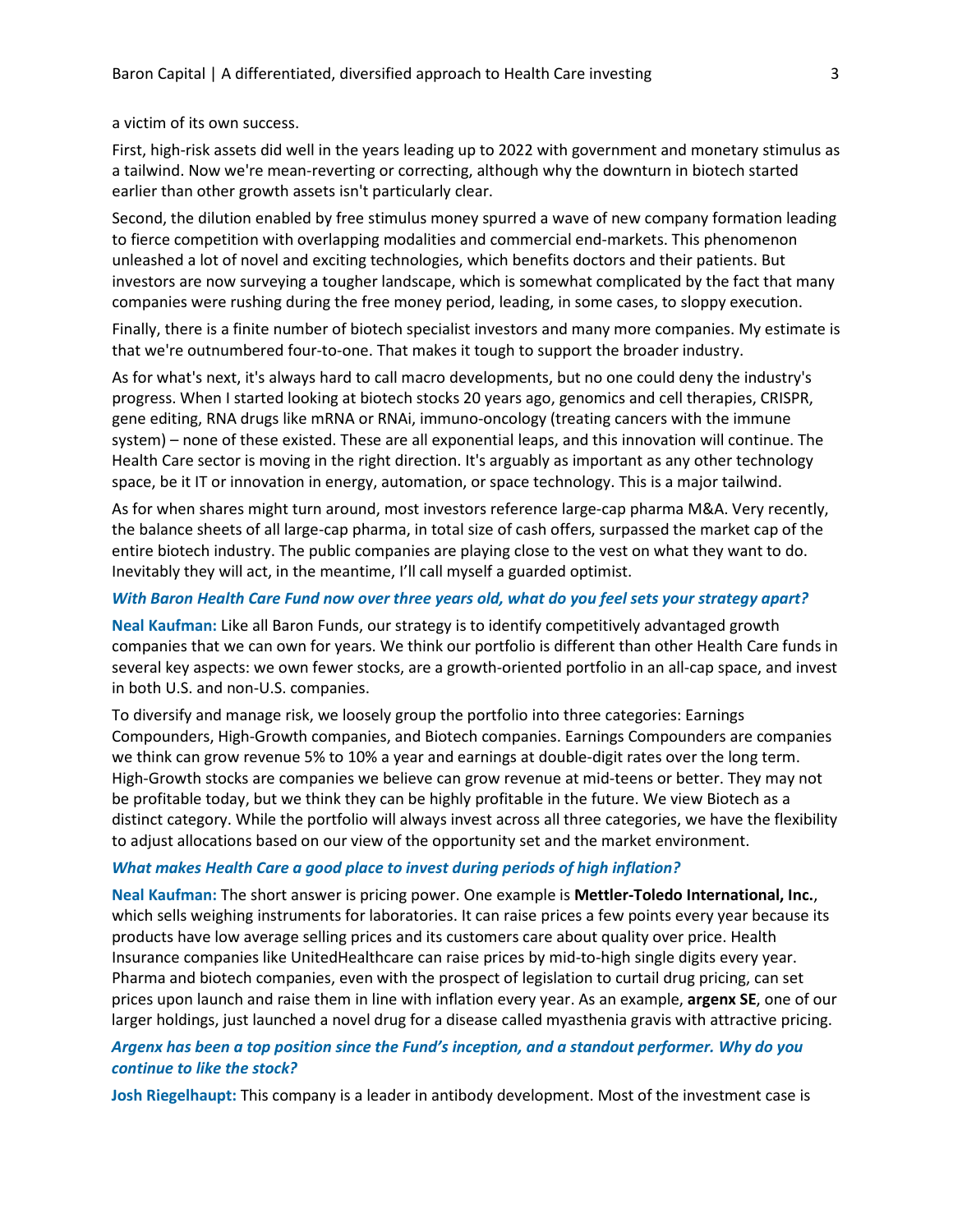a victim of its own success.

First, high-risk assets did well in the years leading up to 2022 with government and monetary stimulus as a tailwind. Now we're mean-reverting or correcting, although why the downturn in biotech started earlier than other growth assets isn't particularly clear.

Second, the dilution enabled by free stimulus money spurred a wave of new company formation leading to fierce competition with overlapping modalities and commercial end-markets. This phenomenon unleashed a lot of novel and exciting technologies, which benefits doctors and their patients. But investors are now surveying a tougher landscape, which is somewhat complicated by the fact that many companies were rushing during the free money period, leading, in some cases, to sloppy execution.

Finally, there is a finite number of biotech specialist investors and many more companies. My estimate is that we're outnumbered four-to-one. That makes it tough to support the broader industry.

As for what's next, it's always hard to call macro developments, but no one could deny the industry's progress. When I started looking at biotech stocks 20 years ago, genomics and cell therapies, CRISPR, gene editing, RNA drugs like mRNA or RNAi, immuno-oncology (treating cancers with the immune system) – none of these existed. These are all exponential leaps, and this innovation will continue. The Health Care sector is moving in the right direction. It's arguably as important as any other technology space, be it IT or innovation in energy, automation, or space technology. This is a major tailwind.

As for when shares might turn around, most investors reference large-cap pharma M&A. Very recently, the balance sheets of all large-cap pharma, in total size of cash offers, surpassed the market cap of the entire biotech industry. The public companies are playing close to the vest on what they want to do. Inevitably they will act, in the meantime, I'll call myself a guarded optimist.

***With Baron Health Care Fund now over three years old, what do you feel sets your strategy apart?***

**Neal Kaufman:** Like all Baron Funds, our strategy is to identify competitively advantaged growth companies that we can own for years. We think our portfolio is different than other Health Care funds in several key aspects: we own fewer stocks, are a growth-oriented portfolio in an all-cap space, and invest in both U.S. and non-U.S. companies.

To diversify and manage risk, we loosely group the portfolio into three categories: Earnings Compounders, High-Growth companies, and Biotech companies. Earnings Compounders are companies we think can grow revenue 5% to 10% a year and earnings at double-digit rates over the long term. High-Growth stocks are companies we believe can grow revenue at mid-teens or better. They may not be profitable today, but we think they can be highly profitable in the future. We view Biotech as a distinct category. While the portfolio will always invest across all three categories, we have the flexibility to adjust allocations based on our view of the opportunity set and the market environment.

***What makes Health Care a good place to invest during periods of high inflation?***

**Neal Kaufman:** The short answer is pricing power. One example is **Mettler-Toledo International, Inc.**, which sells weighing instruments for laboratories. It can raise prices a few points every year because its products have low average selling prices and its customers care about quality over price. Health Insurance companies like UnitedHealthcare can raise prices by mid-to-high single digits every year. Pharma and biotech companies, even with the prospect of legislation to curtail drug pricing, can set prices upon launch and raise them in line with inflation every year. As an example, **argenx SE**, one of our larger holdings, just launched a novel drug for a disease called myasthenia gravis with attractive pricing.

***Argenx has been a top position since the Fund's inception, and a standout performer. Why do you continue to like the stock?***

**Josh Riegelhaupt:** This company is a leader in antibody development. Most of the investment case is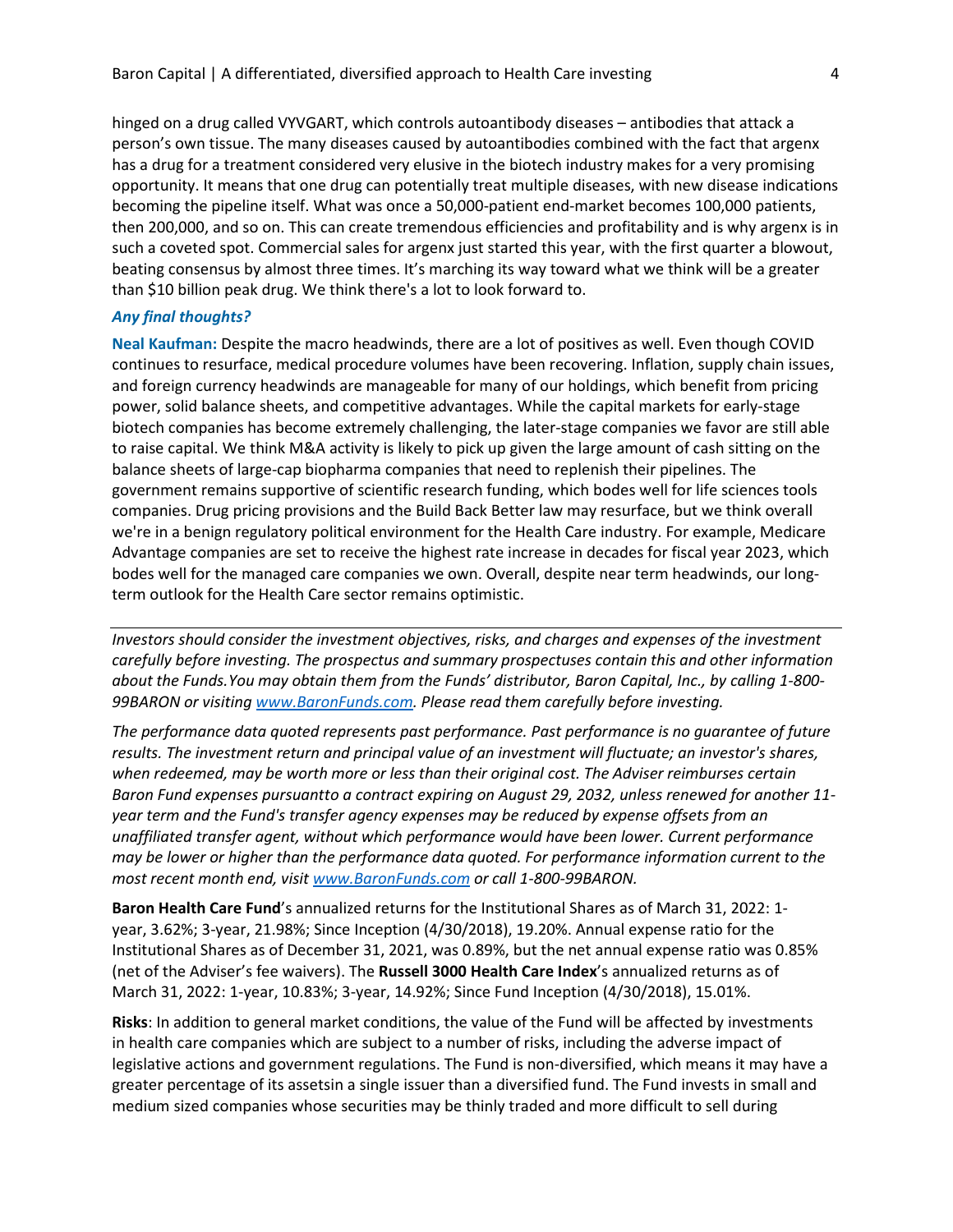hinged on a drug called VYVGART, which controls autoantibody diseases – antibodies that attack a person's own tissue. The many diseases caused by autoantibodies combined with the fact that argenx has a drug for a treatment considered very elusive in the biotech industry makes for a very promising opportunity. It means that one drug can potentially treat multiple diseases, with new disease indications becoming the pipeline itself. What was once a 50,000-patient end-market becomes 100,000 patients, then 200,000, and so on. This can create tremendous efficiencies and profitability and is why argenx is in such a coveted spot. Commercial sales for argenx just started this year, with the first quarter a blowout, beating consensus by almost three times. It's marching its way toward what we think will be a greater than $10 billion peak drug. We think there's a lot to look forward to.

***Any final thoughts?***

**Neal Kaufman:** Despite the macro headwinds, there are a lot of positives as well. Even though COVID continues to resurface, medical procedure volumes have been recovering. Inflation, supply chain issues, and foreign currency headwinds are manageable for many of our holdings, which benefit from pricing power, solid balance sheets, and competitive advantages. While the capital markets for early-stage biotech companies has become extremely challenging, the later-stage companies we favor are still able to raise capital. We think M&A activity is likely to pick up given the large amount of cash sitting on the balance sheets of large-cap biopharma companies that need to replenish their pipelines. The government remains supportive of scientific research funding, which bodes well for life sciences tools companies. Drug pricing provisions and the Build Back Better law may resurface, but we think overall we're in a benign regulatory political environment for the Health Care industry. For example, Medicare Advantage companies are set to receive the highest rate increase in decades for fiscal year 2023, which bodes well for the managed care companies we own. Overall, despite near term headwinds, our long-term outlook for the Health Care sector remains optimistic.

---

*Investors should consider the investment objectives, risks, and charges and expenses of the investment carefully before investing. The prospectus and summary prospectuses contain this and other information about the Funds.You may obtain them from the Funds' distributor, Baron Capital, Inc., by calling 1-800-99BARON or visiting www.BaronFunds.com. Please read them carefully before investing.*

*The performance data quoted represents past performance. Past performance is no guarantee of future results. The investment return and principal value of an investment will fluctuate; an investor's shares, when redeemed, may be worth more or less than their original cost. The Adviser reimburses certain Baron Fund expenses pursuantto a contract expiring on August 29, 2032, unless renewed for another 11-year term and the Fund's transfer agency expenses may be reduced by expense offsets from an unaffiliated transfer agent, without which performance would have been lower. Current performance may be lower or higher than the performance data quoted. For performance information current to the most recent month end, visit www.BaronFunds.com or call 1-800-99BARON.*

**Baron Health Care Fund**'s annualized returns for the Institutional Shares as of March 31, 2022: 1-year, 3.62%; 3-year, 21.98%; Since Inception (4/30/2018), 19.20%. Annual expense ratio for the Institutional Shares as of December 31, 2021, was 0.89%, but the net annual expense ratio was 0.85% (net of the Adviser's fee waivers). The **Russell 3000 Health Care Index**'s annualized returns as of March 31, 2022: 1-year, 10.83%; 3-year, 14.92%; Since Fund Inception (4/30/2018), 15.01%.

**Risks**: In addition to general market conditions, the value of the Fund will be affected by investments in health care companies which are subject to a number of risks, including the adverse impact of legislative actions and government regulations. The Fund is non-diversified, which means it may have a greater percentage of its assetsin a single issuer than a diversified fund. The Fund invests in small and medium sized companies whose securities may be thinly traded and more difficult to sell during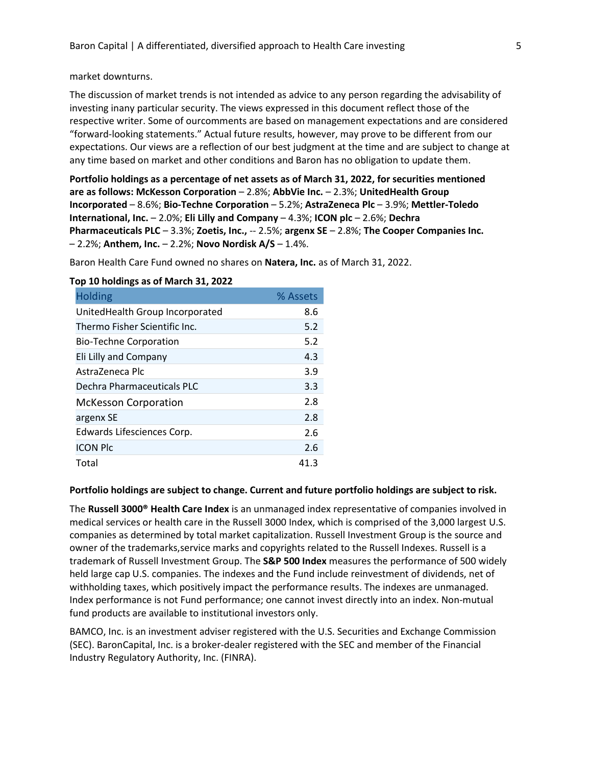market downturns.

The discussion of market trends is not intended as advice to any person regarding the advisability of investing inany particular security. The views expressed in this document reflect those of the respective writer. Some of ourcomments are based on management expectations and are considered "forward-looking statements." Actual future results, however, may prove to be different from our expectations. Our views are a reflection of our best judgment at the time and are subject to change at any time based on market and other conditions and Baron has no obligation to update them.

**Portfolio holdings as a percentage of net assets as of March 31, 2022, for securities mentioned are as follows: McKesson Corporation** – 2.8%; **AbbVie Inc.** – 2.3%; **UnitedHealth Group Incorporated** – 8.6%; **Bio-Techne Corporation** – 5.2%; **AstraZeneca Plc** – 3.9%; **Mettler-Toledo International, Inc.** – 2.0%; **Eli Lilly and Company** – 4.3%; **ICON plc** – 2.6%; **Dechra Pharmaceuticals PLC** – 3.3%; **Zoetis, Inc.,** -- 2.5%; **argenx SE** – 2.8%; **The Cooper Companies Inc.** – 2.2%; **Anthem, Inc.** – 2.2%; **Novo Nordisk A/S** – 1.4%.

Baron Health Care Fund owned no shares on **Natera, Inc.** as of March 31, 2022.

**Top 10 holdings as of March 31, 2022**

| Holding | % Assets |
|---|---|
| UnitedHealth Group Incorporated | 8.6 |
| Thermo Fisher Scientific Inc. | 5.2 |
| Bio-Techne Corporation | 5.2 |
| Eli Lilly and Company | 4.3 |
| AstraZeneca Plc | 3.9 |
| Dechra Pharmaceuticals PLC | 3.3 |
| McKesson Corporation | 2.8 |
| argenx SE | 2.8 |
| Edwards Lifesciences Corp. | 2.6 |
| ICON Plc | 2.6 |
| Total | 41.3 |

**Portfolio holdings are subject to change. Current and future portfolio holdings are subject to risk.**

The **Russell 3000® Health Care Index** is an unmanaged index representative of companies involved in medical services or health care in the Russell 3000 Index, which is comprised of the 3,000 largest U.S. companies as determined by total market capitalization. Russell Investment Group is the source and owner of the trademarks,service marks and copyrights related to the Russell Indexes. Russell is a trademark of Russell Investment Group. The **S&P 500 Index** measures the performance of 500 widely held large cap U.S. companies. The indexes and the Fund include reinvestment of dividends, net of withholding taxes, which positively impact the performance results. The indexes are unmanaged. Index performance is not Fund performance; one cannot invest directly into an index. Non-mutual fund products are available to institutional investors only.

BAMCO, Inc. is an investment adviser registered with the U.S. Securities and Exchange Commission (SEC). BaronCapital, Inc. is a broker-dealer registered with the SEC and member of the Financial Industry Regulatory Authority, Inc. (FINRA).